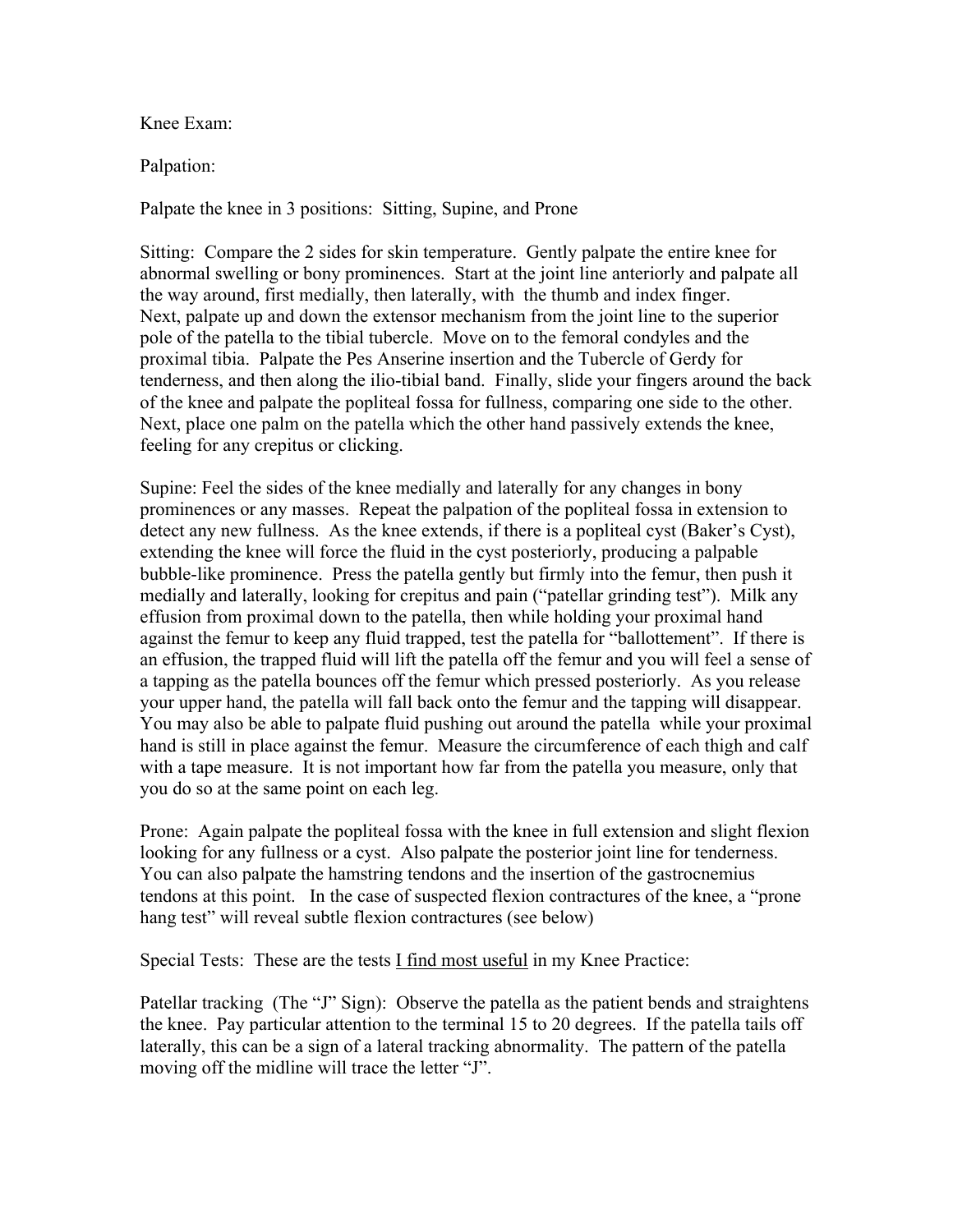Knee Exam:

Palpation:

Palpate the knee in 3 positions: Sitting, Supine, and Prone

Sitting: Compare the 2 sides for skin temperature. Gently palpate the entire knee for abnormal swelling or bony prominences. Start at the joint line anteriorly and palpate all the way around, first medially, then laterally, with the thumb and index finger. Next, palpate up and down the extensor mechanism from the joint line to the superior pole of the patella to the tibial tubercle. Move on to the femoral condyles and the proximal tibia. Palpate the Pes Anserine insertion and the Tubercle of Gerdy for tenderness, and then along the ilio-tibial band. Finally, slide your fingers around the back of the knee and palpate the popliteal fossa for fullness, comparing one side to the other. Next, place one palm on the patella which the other hand passively extends the knee, feeling for any crepitus or clicking.

Supine: Feel the sides of the knee medially and laterally for any changes in bony prominences or any masses. Repeat the palpation of the popliteal fossa in extension to detect any new fullness. As the knee extends, if there is a popliteal cyst (Baker's Cyst), extending the knee will force the fluid in the cyst posteriorly, producing a palpable bubble-like prominence. Press the patella gently but firmly into the femur, then push it medially and laterally, looking for crepitus and pain ("patellar grinding test"). Milk any effusion from proximal down to the patella, then while holding your proximal hand against the femur to keep any fluid trapped, test the patella for "ballottement". If there is an effusion, the trapped fluid will lift the patella off the femur and you will feel a sense of a tapping as the patella bounces off the femur which pressed posteriorly. As you release your upper hand, the patella will fall back onto the femur and the tapping will disappear. You may also be able to palpate fluid pushing out around the patella while your proximal hand is still in place against the femur. Measure the circumference of each thigh and calf with a tape measure. It is not important how far from the patella you measure, only that you do so at the same point on each leg.

Prone: Again palpate the popliteal fossa with the knee in full extension and slight flexion looking for any fullness or a cyst. Also palpate the posterior joint line for tenderness. You can also palpate the hamstring tendons and the insertion of the gastrocnemius tendons at this point. In the case of suspected flexion contractures of the knee, a "prone hang test" will reveal subtle flexion contractures (see below)

Special Tests: These are the tests <u>I find most useful</u> in my Knee Practice:

Patellar tracking (The "J" Sign): Observe the patella as the patient bends and straightens the knee. Pay particular attention to the terminal 15 to 20 degrees. If the patella tails off laterally, this can be a sign of a lateral tracking abnormality. The pattern of the patella moving off the midline will trace the letter "J".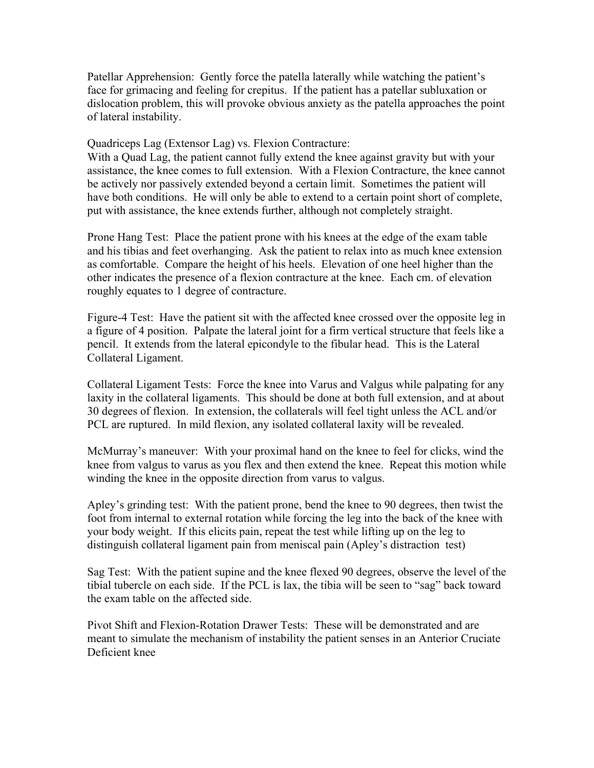Patellar Apprehension: Gently force the patella laterally while watching the patient's face for grimacing and feeling for crepitus. If the patient has a patellar subluxation or dislocation problem, this will provoke obvious anxiety as the patella approaches the point of lateral instability.

Quadriceps Lag (Extensor Lag) vs. Flexion Contracture:
With a Quad Lag, the patient cannot fully extend the knee against gravity but with your assistance, the knee comes to full extension. With a Flexion Contracture, the knee cannot be actively nor passively extended beyond a certain limit. Sometimes the patient will have both conditions. He will only be able to extend to a certain point short of complete, put with assistance, the knee extends further, although not completely straight.

Prone Hang Test: Place the patient prone with his knees at the edge of the exam table and his tibias and feet overhanging. Ask the patient to relax into as much knee extension as comfortable. Compare the height of his heels. Elevation of one heel higher than the other indicates the presence of a flexion contracture at the knee. Each cm. of elevation roughly equates to 1 degree of contracture.

Figure-4 Test: Have the patient sit with the affected knee crossed over the opposite leg in a figure of 4 position. Palpate the lateral joint for a firm vertical structure that feels like a pencil. It extends from the lateral epicondyle to the fibular head. This is the Lateral Collateral Ligament.

Collateral Ligament Tests: Force the knee into Varus and Valgus while palpating for any laxity in the collateral ligaments. This should be done at both full extension, and at about 30 degrees of flexion. In extension, the collaterals will feel tight unless the ACL and/or PCL are ruptured. In mild flexion, any isolated collateral laxity will be revealed.

McMurray's maneuver: With your proximal hand on the knee to feel for clicks, wind the knee from valgus to varus as you flex and then extend the knee. Repeat this motion while winding the knee in the opposite direction from varus to valgus.

Apley's grinding test: With the patient prone, bend the knee to 90 degrees, then twist the foot from internal to external rotation while forcing the leg into the back of the knee with your body weight. If this elicits pain, repeat the test while lifting up on the leg to distinguish collateral ligament pain from meniscal pain (Apley's distraction test)

Sag Test: With the patient supine and the knee flexed 90 degrees, observe the level of the tibial tubercle on each side. If the PCL is lax, the tibia will be seen to "sag" back toward the exam table on the affected side.

Pivot Shift and Flexion-Rotation Drawer Tests: These will be demonstrated and are meant to simulate the mechanism of instability the patient senses in an Anterior Cruciate Deficient knee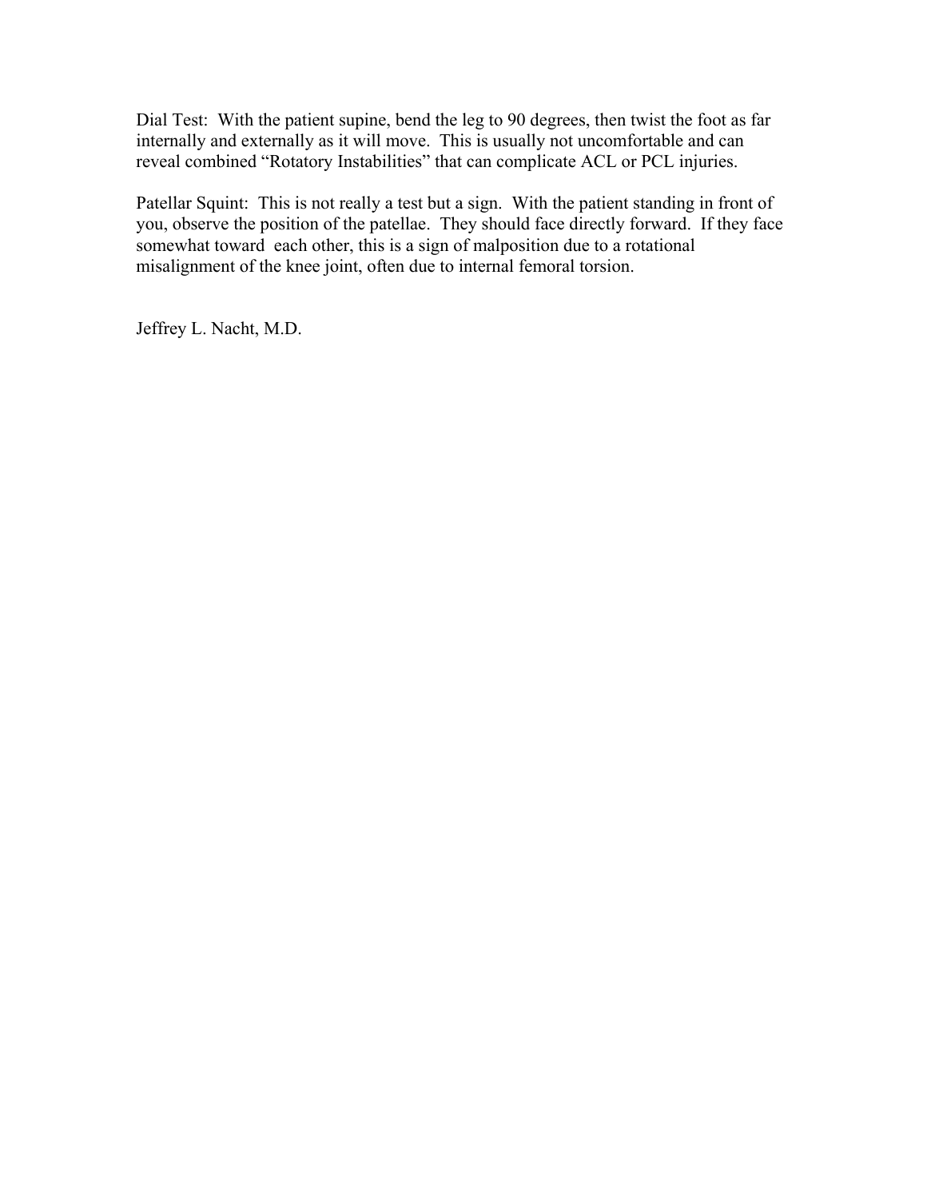Dial Test: With the patient supine, bend the leg to 90 degrees, then twist the foot as far internally and externally as it will move. This is usually not uncomfortable and can reveal combined "Rotatory Instabilities" that can complicate ACL or PCL injuries.

Patellar Squint: This is not really a test but a sign. With the patient standing in front of you, observe the position of the patellae. They should face directly forward. If they face somewhat toward each other, this is a sign of malposition due to a rotational misalignment of the knee joint, often due to internal femoral torsion.

Jeffrey L. Nacht, M.D.